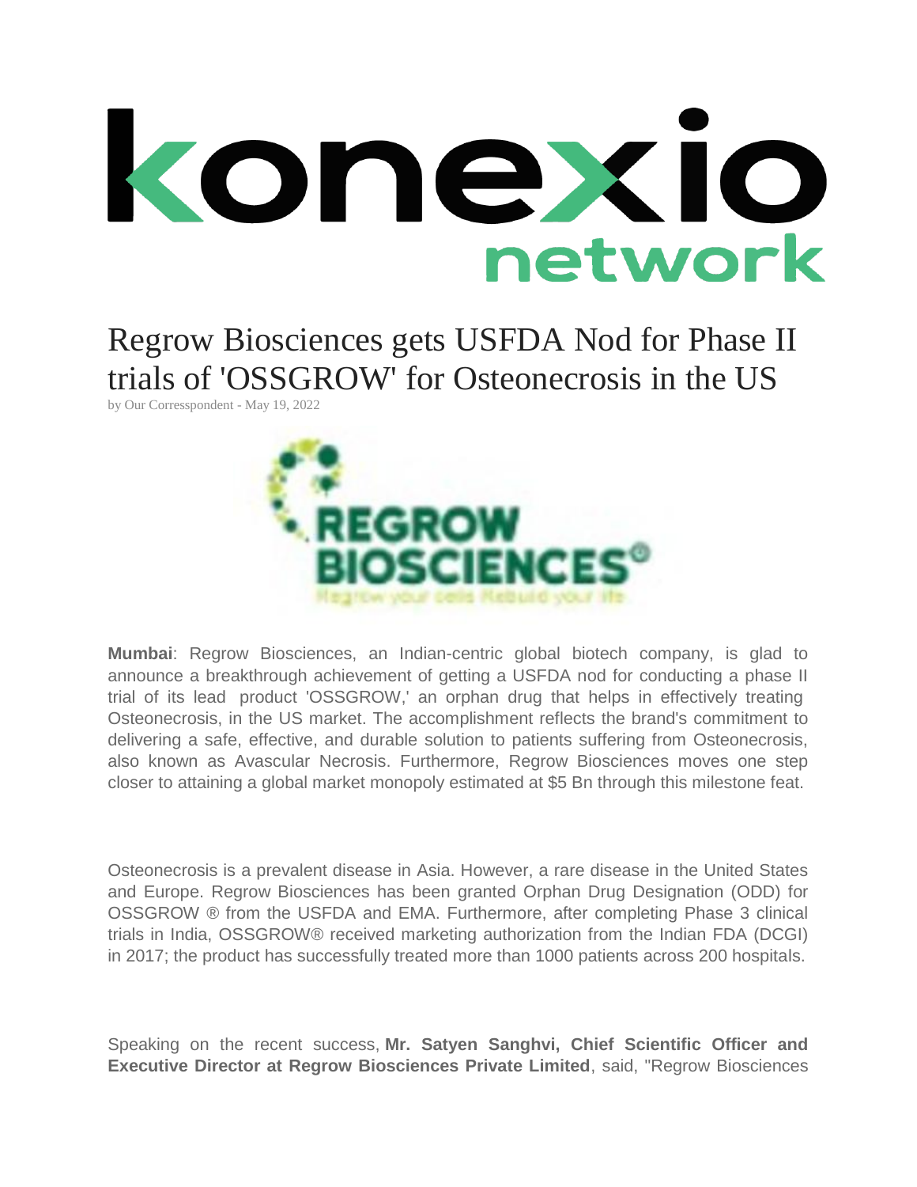# Regrow Biosciences gets USFDA Nod for Phase II trials of 'OSSGROW' for Osteonecrosis in the US

by Our Corresspondent - May 19, 2022

**Mumbai**: Regrow Biosciences, an Indian-centric global biotech company, is glad to announce a breakthrough achievement of getting a USFDA nod for conducting a phase II trial of its lead product 'OSSGROW,' an orphan drug that helps in effectively treating Osteonecrosis, in the US market. The accomplishment reflects the brand's commitment to delivering a safe, effective, and durable solution to patients suffering from Osteonecrosis, also known as Avascular Necrosis. Furthermore, Regrow Biosciences moves one step closer to attaining a global market monopoly estimated at $5 Bn through this milestone feat.

Osteonecrosis is a prevalent disease in Asia. However, a rare disease in the United States and Europe. Regrow Biosciences has been granted Orphan Drug Designation (ODD) for OSSGROW ® from the USFDA and EMA. Furthermore, after completing Phase 3 clinical trials in India, OSSGROW® received marketing authorization from the Indian FDA (DCGI) in 2017; the product has successfully treated more than 1000 patients across 200 hospitals.

Speaking on the recent success, **Mr. Satyen Sanghvi, Chief Scientific Officer and Executive Director at Regrow Biosciences Private Limited**, said, "Regrow Biosciences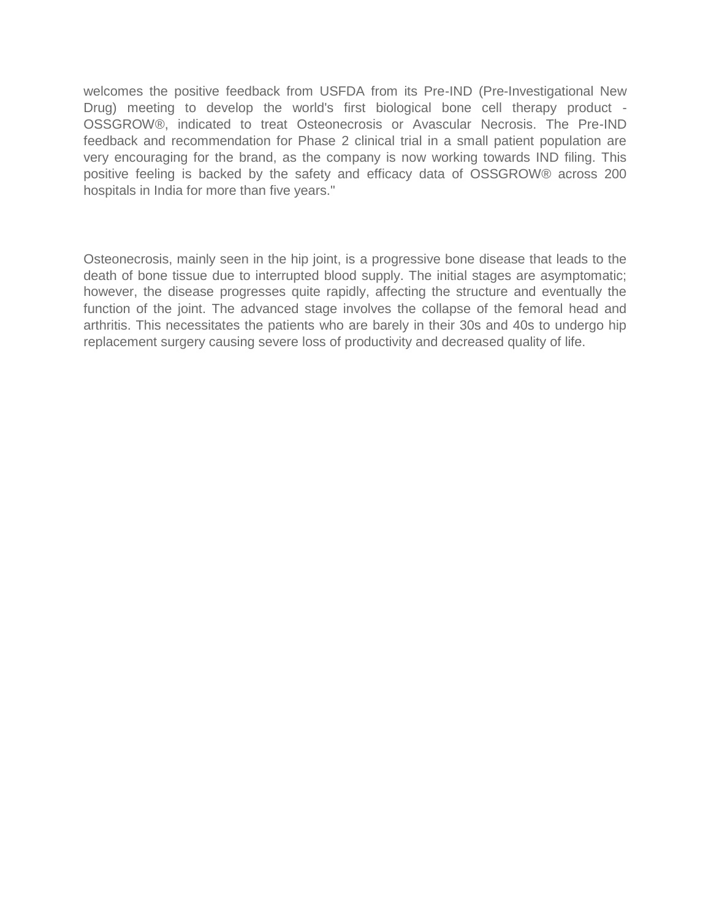welcomes the positive feedback from USFDA from its Pre-IND (Pre-Investigational New Drug) meeting to develop the world's first biological bone cell therapy product - OSSGROW®, indicated to treat Osteonecrosis or Avascular Necrosis. The Pre-IND feedback and recommendation for Phase 2 clinical trial in a small patient population are very encouraging for the brand, as the company is now working towards IND filing. This positive feeling is backed by the safety and efficacy data of OSSGROW® across 200 hospitals in India for more than five years."

Osteonecrosis, mainly seen in the hip joint, is a progressive bone disease that leads to the death of bone tissue due to interrupted blood supply. The initial stages are asymptomatic; however, the disease progresses quite rapidly, affecting the structure and eventually the function of the joint. The advanced stage involves the collapse of the femoral head and arthritis. This necessitates the patients who are barely in their 30s and 40s to undergo hip replacement surgery causing severe loss of productivity and decreased quality of life.